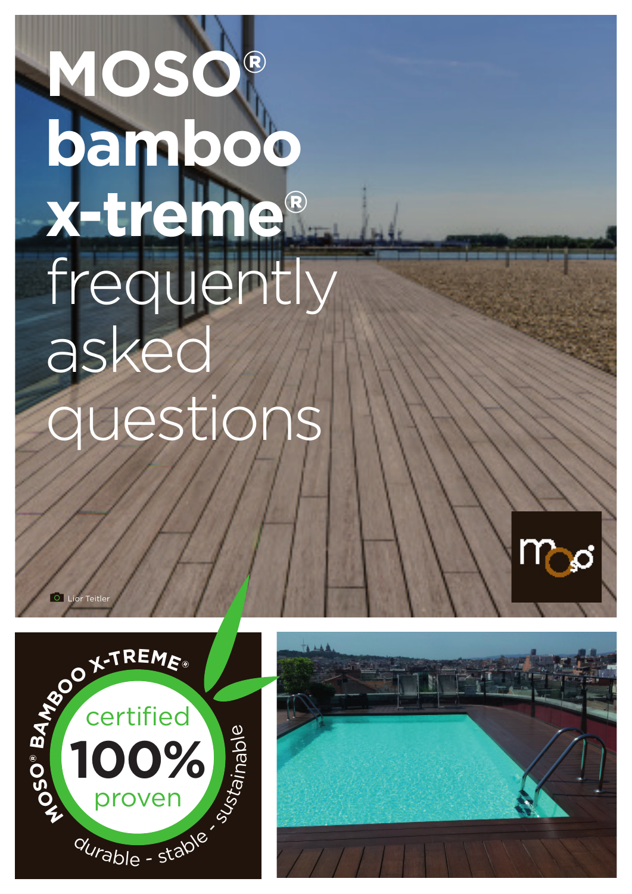# MOSO® bamboo x-treme® frequently asked questions

Lior Teitler

MOSO® BAMBOO X-TREME®

certified 100% proven

durable - stable - sustainable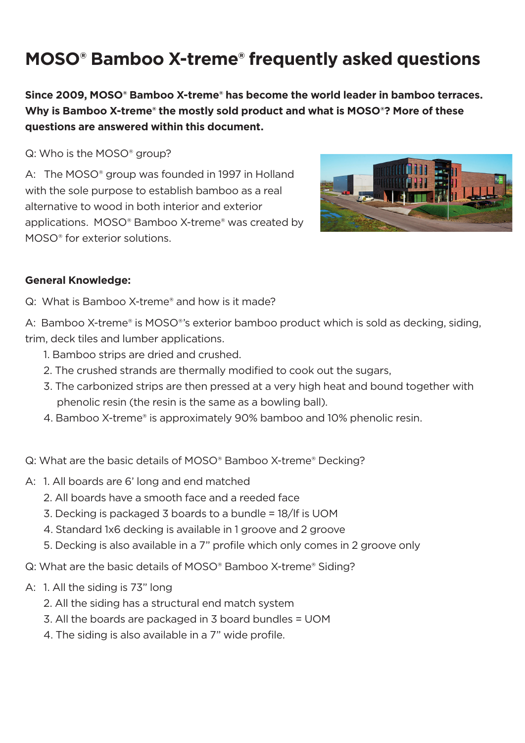# MOSO® Bamboo X-treme® frequently asked questions

**Since 2009, MOSO® Bamboo X-treme® has become the world leader in bamboo terraces. Why is Bamboo X-treme® the mostly sold product and what is MOSO®? More of these questions are answered within this document.**

Q: Who is the MOSO® group?

A: The MOSO® group was founded in 1997 in Holland with the sole purpose to establish bamboo as a real alternative to wood in both interior and exterior applications. MOSO® Bamboo X-treme® was created by MOSO® for exterior solutions.

**General Knowledge:**

Q: What is Bamboo X-treme® and how is it made?

A: Bamboo X-treme® is MOSO®'s exterior bamboo product which is sold as decking, siding, trim, deck tiles and lumber applications.

1. Bamboo strips are dried and crushed.
2. The crushed strands are thermally modified to cook out the sugars,
3. The carbonized strips are then pressed at a very high heat and bound together with phenolic resin (the resin is the same as a bowling ball).
4. Bamboo X-treme® is approximately 90% bamboo and 10% phenolic resin.

Q: What are the basic details of MOSO® Bamboo X-treme® Decking?

A:
1. All boards are 6' long and end matched
2. All boards have a smooth face and a reeded face
3. Decking is packaged 3 boards to a bundle = 18/lf is UOM
4. Standard 1x6 decking is available in 1 groove and 2 groove
5. Decking is also available in a 7" profile which only comes in 2 groove only

Q: What are the basic details of MOSO® Bamboo X-treme® Siding?

A:
1. All the siding is 73" long
2. All the siding has a structural end match system
3. All the boards are packaged in 3 board bundles = UOM
4. The siding is also available in a 7" wide profile.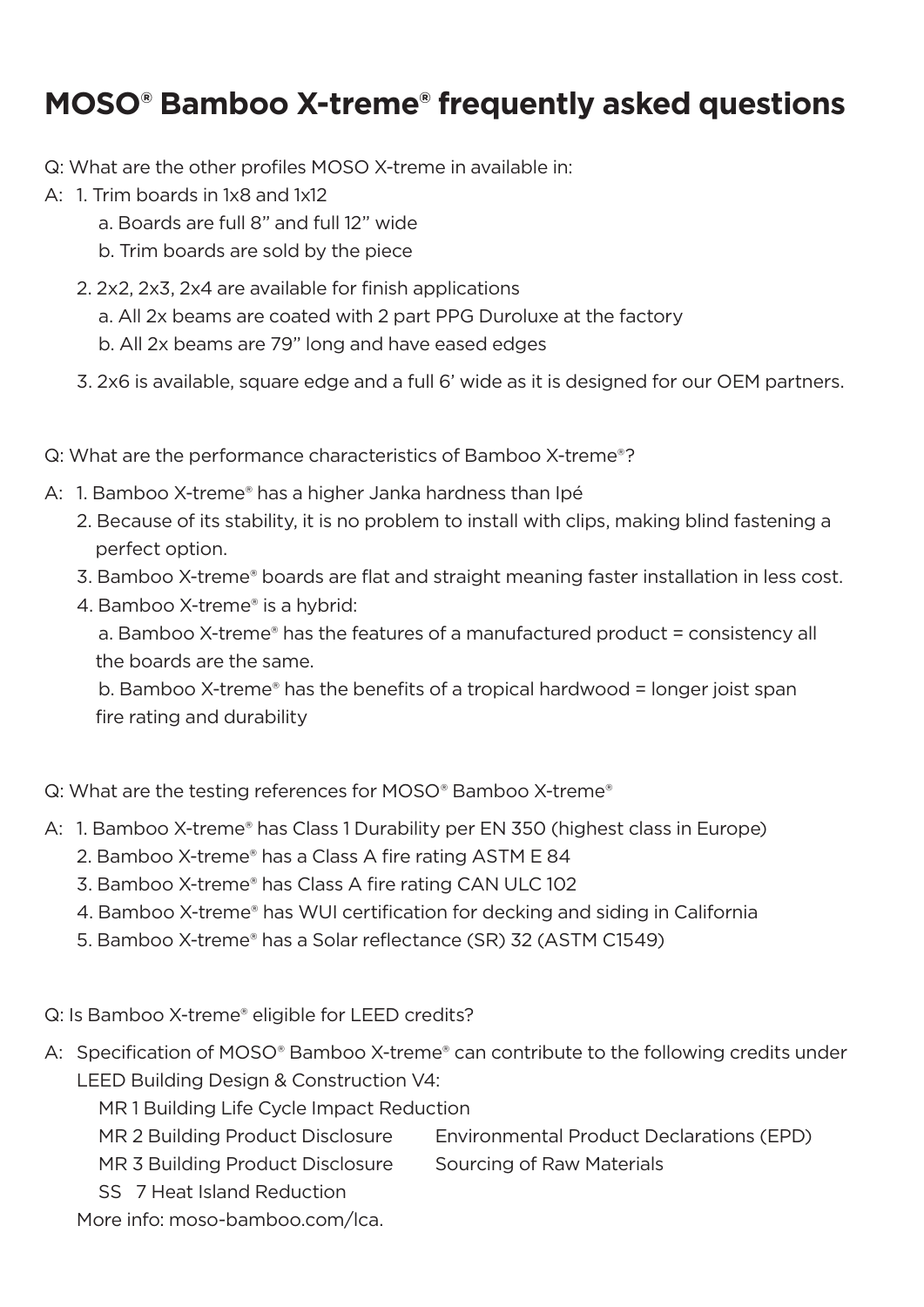# MOSO® Bamboo X-treme® frequently asked questions

Q: What are the other profiles MOSO X-treme in available in:

A: 1. Trim boards in 1x8 and 1x12
   a. Boards are full 8" and full 12" wide
   b. Trim boards are sold by the piece

2. 2x2, 2x3, 2x4 are available for finish applications
   a. All 2x beams are coated with 2 part PPG Duroluxe at the factory
   b. All 2x beams are 79" long and have eased edges

3. 2x6 is available, square edge and a full 6' wide as it is designed for our OEM partners.

Q: What are the performance characteristics of Bamboo X-treme®?

A: 1. Bamboo X-treme® has a higher Janka hardness than Ipé
2. Because of its stability, it is no problem to install with clips, making blind fastening a perfect option.
3. Bamboo X-treme® boards are flat and straight meaning faster installation in less cost.
4. Bamboo X-treme® is a hybrid:
   a. Bamboo X-treme® has the features of a manufactured product = consistency all the boards are the same.
   b. Bamboo X-treme® has the benefits of a tropical hardwood = longer joist span fire rating and durability

Q: What are the testing references for MOSO® Bamboo X-treme®

A: 1. Bamboo X-treme® has Class 1 Durability per EN 350 (highest class in Europe)
2. Bamboo X-treme® has a Class A fire rating ASTM E 84
3. Bamboo X-treme® has Class A fire rating CAN ULC 102
4. Bamboo X-treme® has WUI certification for decking and siding in California
5. Bamboo X-treme® has a Solar reflectance (SR) 32 (ASTM C1549)

Q: Is Bamboo X-treme® eligible for LEED credits?

A: Specification of MOSO® Bamboo X-treme® can contribute to the following credits under LEED Building Design & Construction V4:

MR 1 Building Life Cycle Impact Reduction
MR 2 Building Product Disclosure — Environmental Product Declarations (EPD)
MR 3 Building Product Disclosure — Sourcing of Raw Materials
SS 7 Heat Island Reduction

More info: moso-bamboo.com/lca.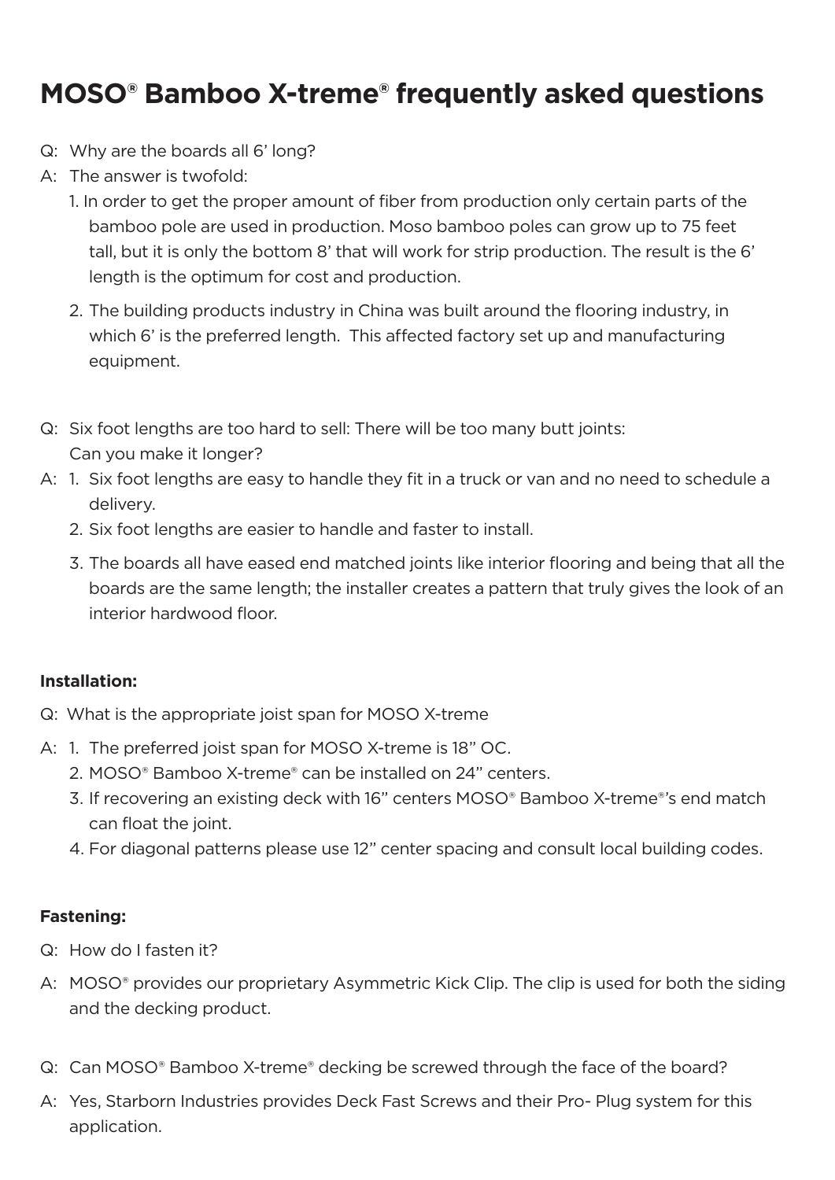# MOSO® Bamboo X-treme® frequently asked questions

Q: Why are the boards all 6' long?

A: The answer is twofold:

1. In order to get the proper amount of fiber from production only certain parts of the bamboo pole are used in production. Moso bamboo poles can grow up to 75 feet tall, but it is only the bottom 8' that will work for strip production. The result is the 6' length is the optimum for cost and production.
2. The building products industry in China was built around the flooring industry, in which 6' is the preferred length. This affected factory set up and manufacturing equipment.

Q: Six foot lengths are too hard to sell: There will be too many butt joints: Can you make it longer?

A:
1. Six foot lengths are easy to handle they fit in a truck or van and no need to schedule a delivery.
2. Six foot lengths are easier to handle and faster to install.
3. The boards all have eased end matched joints like interior flooring and being that all the boards are the same length; the installer creates a pattern that truly gives the look of an interior hardwood floor.

**Installation:**

Q: What is the appropriate joist span for MOSO X-treme

A:
1. The preferred joist span for MOSO X-treme is 18" OC.
2. MOSO® Bamboo X-treme® can be installed on 24" centers.
3. If recovering an existing deck with 16" centers MOSO® Bamboo X-treme®'s end match can float the joint.
4. For diagonal patterns please use 12" center spacing and consult local building codes.

**Fastening:**

Q: How do I fasten it?

A: MOSO® provides our proprietary Asymmetric Kick Clip. The clip is used for both the siding and the decking product.

Q: Can MOSO® Bamboo X-treme® decking be screwed through the face of the board?

A: Yes, Starborn Industries provides Deck Fast Screws and their Pro- Plug system for this application.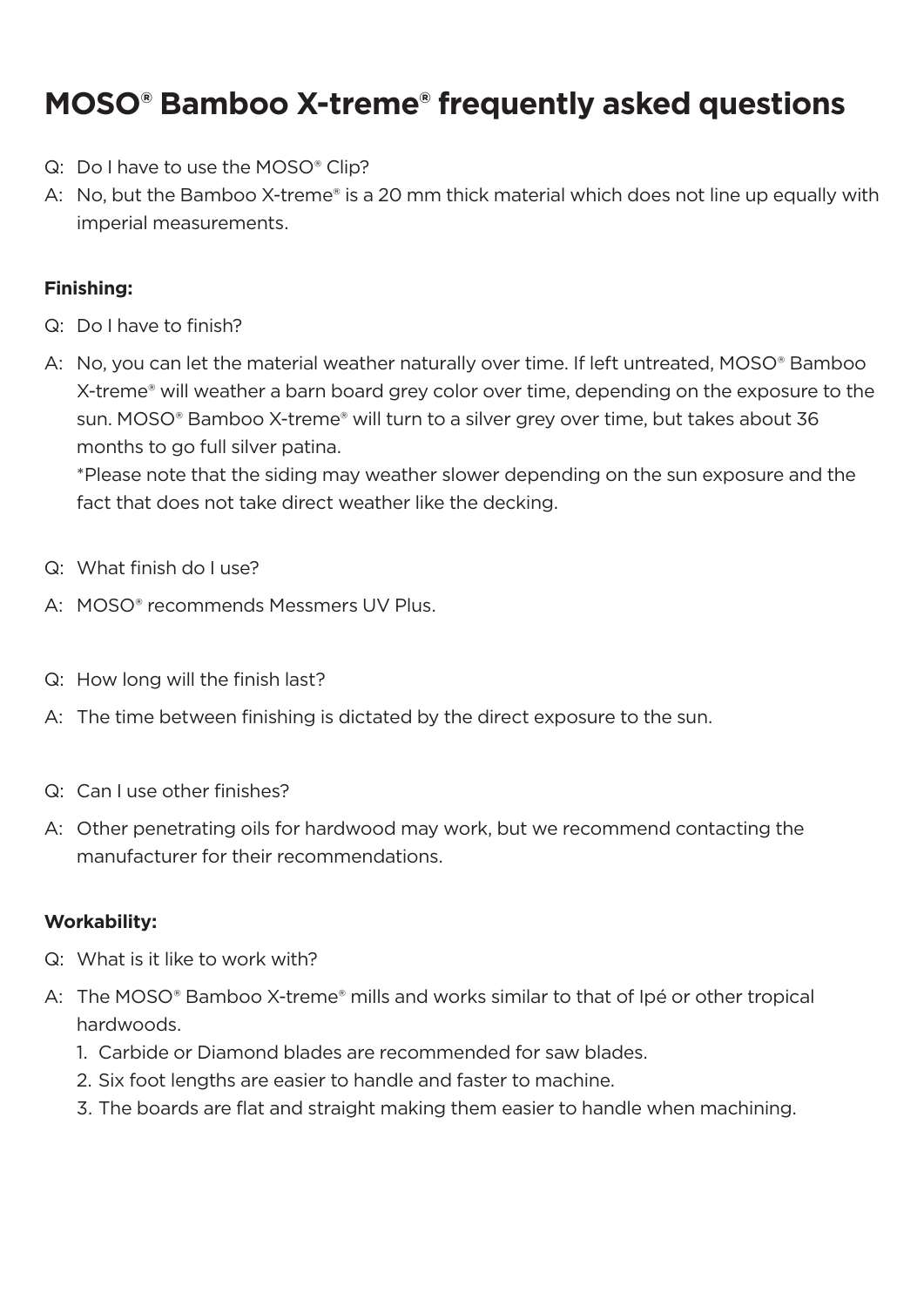# MOSO® Bamboo X-treme® frequently asked questions

Q: Do I have to use the MOSO® Clip?

A: No, but the Bamboo X-treme® is a 20 mm thick material which does not line up equally with imperial measurements.

**Finishing:**

Q: Do I have to finish?

A: No, you can let the material weather naturally over time. If left untreated, MOSO® Bamboo X-treme® will weather a barn board grey color over time, depending on the exposure to the sun. MOSO® Bamboo X-treme® will turn to a silver grey over time, but takes about 36 months to go full silver patina.
*Please note that the siding may weather slower depending on the sun exposure and the fact that does not take direct weather like the decking.

Q: What finish do I use?

A: MOSO® recommends Messmers UV Plus.

Q: How long will the finish last?

A: The time between finishing is dictated by the direct exposure to the sun.

Q: Can I use other finishes?

A: Other penetrating oils for hardwood may work, but we recommend contacting the manufacturer for their recommendations.

**Workability:**

Q: What is it like to work with?

A: The MOSO® Bamboo X-treme® mills and works similar to that of Ipé or other tropical hardwoods.

1. Carbide or Diamond blades are recommended for saw blades.
2. Six foot lengths are easier to handle and faster to machine.
3. The boards are flat and straight making them easier to handle when machining.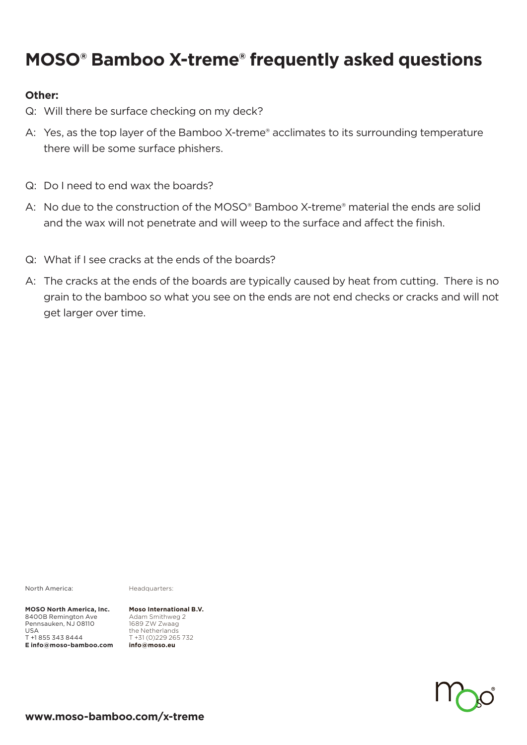# MOSO® Bamboo X-treme® frequently asked questions

**Other:**

Q: Will there be surface checking on my deck?

A: Yes, as the top layer of the Bamboo X-treme® acclimates to its surrounding temperature there will be some surface phishers.

Q: Do I need to end wax the boards?

A: No due to the construction of the MOSO® Bamboo X-treme® material the ends are solid and the wax will not penetrate and will weep to the surface and affect the finish.

Q: What if I see cracks at the ends of the boards?

A: The cracks at the ends of the boards are typically caused by heat from cutting. There is no grain to the bamboo so what you see on the ends are not end checks or cracks and will not get larger over time.

North America:

**MOSO North America, Inc.**
8400B Remington Ave
Pennsauken, NJ 08110
USA
T +1 855 343 8444
**E info@moso-bamboo.com**

Headquarters:

**Moso International B.V.**
Adam Smithweg 2
1689 ZW Zwaag
the Netherlands
T +31 (0)229 265 732
**info@moso.eu**

**www.moso-bamboo.com/x-treme**